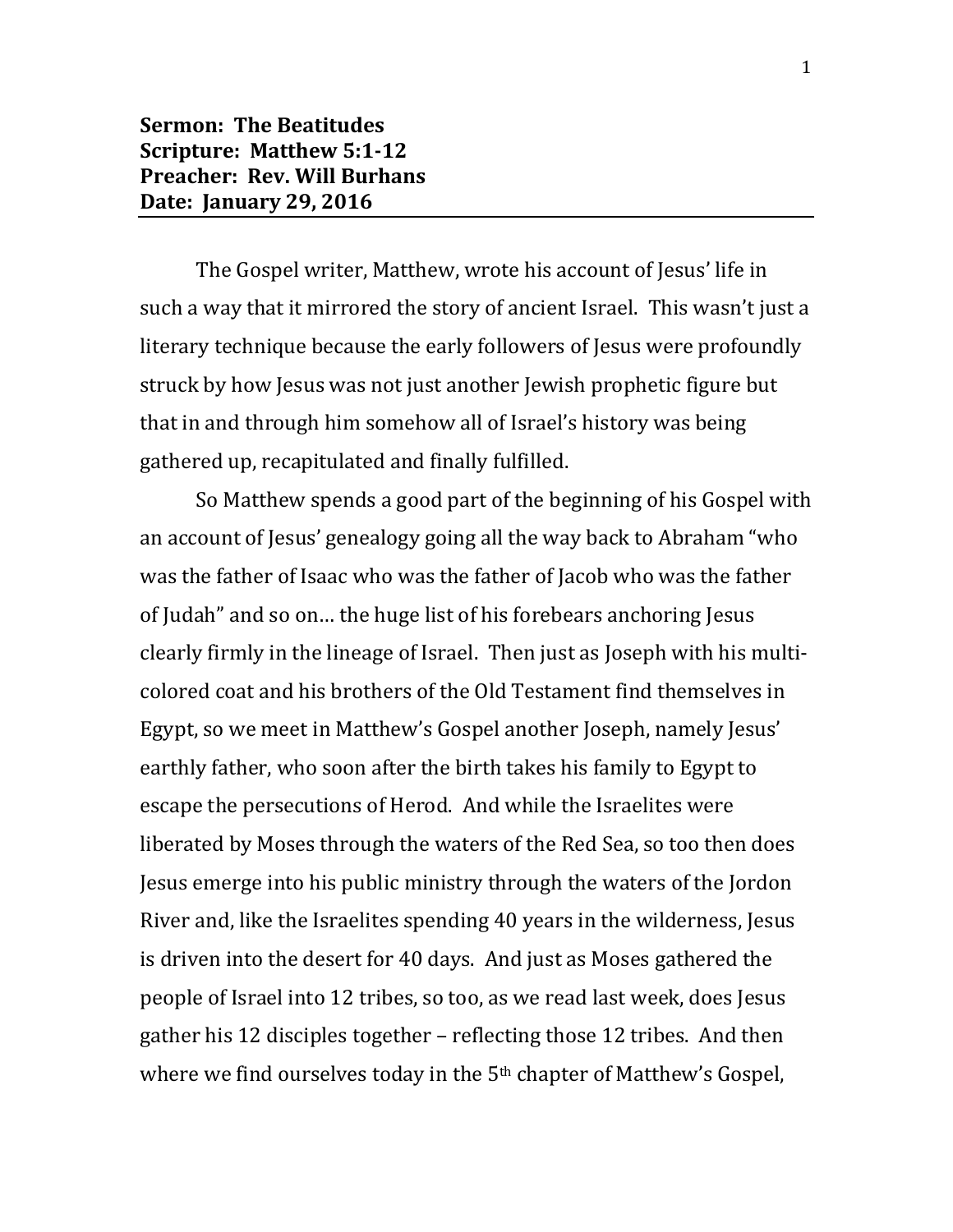**Sermon: The Beatitudes**
**Scripture: Matthew 5:1-12**
**Preacher: Rev. Will Burhans**
**Date: January 29, 2016**

---

The Gospel writer, Matthew, wrote his account of Jesus' life in such a way that it mirrored the story of ancient Israel. This wasn't just a literary technique because the early followers of Jesus were profoundly struck by how Jesus was not just another Jewish prophetic figure but that in and through him somehow all of Israel's history was being gathered up, recapitulated and finally fulfilled.

So Matthew spends a good part of the beginning of his Gospel with an account of Jesus' genealogy going all the way back to Abraham "who was the father of Isaac who was the father of Jacob who was the father of Judah" and so on… the huge list of his forebears anchoring Jesus clearly firmly in the lineage of Israel. Then just as Joseph with his multi-colored coat and his brothers of the Old Testament find themselves in Egypt, so we meet in Matthew's Gospel another Joseph, namely Jesus' earthly father, who soon after the birth takes his family to Egypt to escape the persecutions of Herod. And while the Israelites were liberated by Moses through the waters of the Red Sea, so too then does Jesus emerge into his public ministry through the waters of the Jordon River and, like the Israelites spending 40 years in the wilderness, Jesus is driven into the desert for 40 days. And just as Moses gathered the people of Israel into 12 tribes, so too, as we read last week, does Jesus gather his 12 disciples together – reflecting those 12 tribes. And then where we find ourselves today in the 5th chapter of Matthew's Gospel,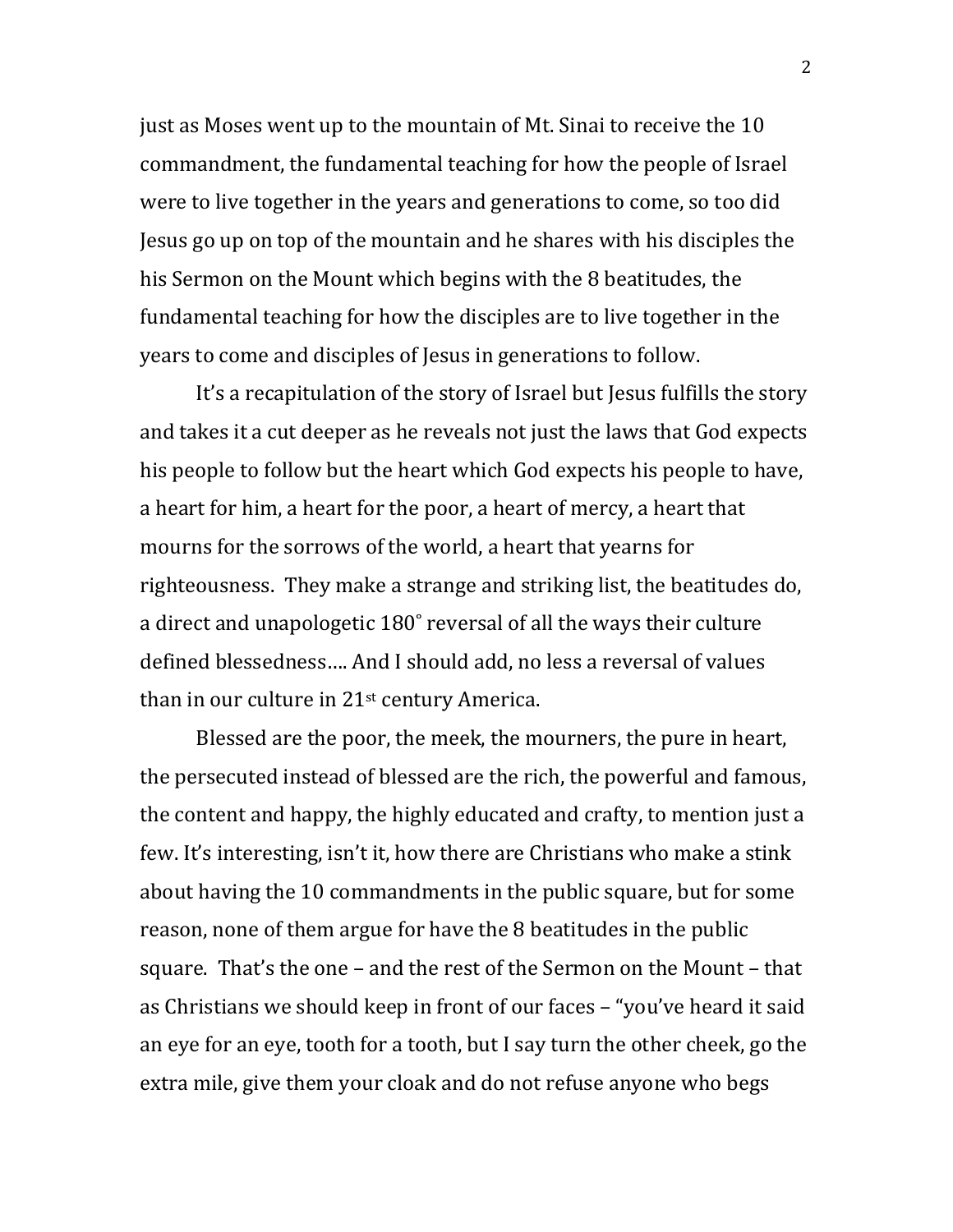just as Moses went up to the mountain of Mt. Sinai to receive the 10 commandment, the fundamental teaching for how the people of Israel were to live together in the years and generations to come, so too did Jesus go up on top of the mountain and he shares with his disciples the his Sermon on the Mount which begins with the 8 beatitudes, the fundamental teaching for how the disciples are to live together in the years to come and disciples of Jesus in generations to follow.

It's a recapitulation of the story of Israel but Jesus fulfills the story and takes it a cut deeper as he reveals not just the laws that God expects his people to follow but the heart which God expects his people to have, a heart for him, a heart for the poor, a heart of mercy, a heart that mourns for the sorrows of the world, a heart that yearns for righteousness. They make a strange and striking list, the beatitudes do, a direct and unapologetic 180˚ reversal of all the ways their culture defined blessedness…. And I should add, no less a reversal of values than in our culture in 21st century America.

Blessed are the poor, the meek, the mourners, the pure in heart, the persecuted instead of blessed are the rich, the powerful and famous, the content and happy, the highly educated and crafty, to mention just a few. It's interesting, isn't it, how there are Christians who make a stink about having the 10 commandments in the public square, but for some reason, none of them argue for have the 8 beatitudes in the public square. That's the one – and the rest of the Sermon on the Mount – that as Christians we should keep in front of our faces – "you've heard it said an eye for an eye, tooth for a tooth, but I say turn the other cheek, go the extra mile, give them your cloak and do not refuse anyone who begs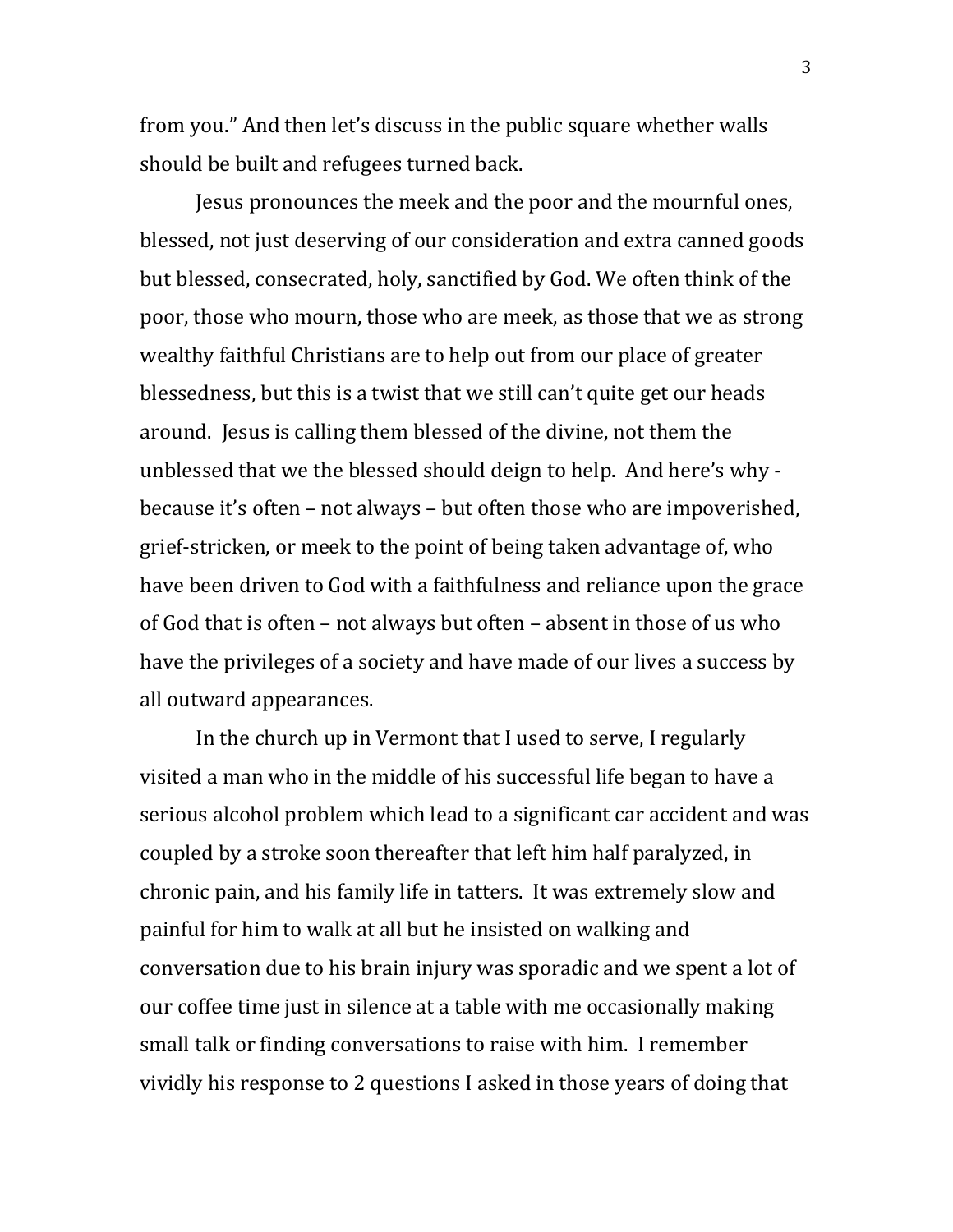from you." And then let's discuss in the public square whether walls should be built and refugees turned back.

Jesus pronounces the meek and the poor and the mournful ones, blessed, not just deserving of our consideration and extra canned goods but blessed, consecrated, holy, sanctified by God. We often think of the poor, those who mourn, those who are meek, as those that we as strong wealthy faithful Christians are to help out from our place of greater blessedness, but this is a twist that we still can't quite get our heads around. Jesus is calling them blessed of the divine, not them the unblessed that we the blessed should deign to help. And here's why - because it's often – not always – but often those who are impoverished, grief-stricken, or meek to the point of being taken advantage of, who have been driven to God with a faithfulness and reliance upon the grace of God that is often – not always but often – absent in those of us who have the privileges of a society and have made of our lives a success by all outward appearances.

In the church up in Vermont that I used to serve, I regularly visited a man who in the middle of his successful life began to have a serious alcohol problem which lead to a significant car accident and was coupled by a stroke soon thereafter that left him half paralyzed, in chronic pain, and his family life in tatters. It was extremely slow and painful for him to walk at all but he insisted on walking and conversation due to his brain injury was sporadic and we spent a lot of our coffee time just in silence at a table with me occasionally making small talk or finding conversations to raise with him. I remember vividly his response to 2 questions I asked in those years of doing that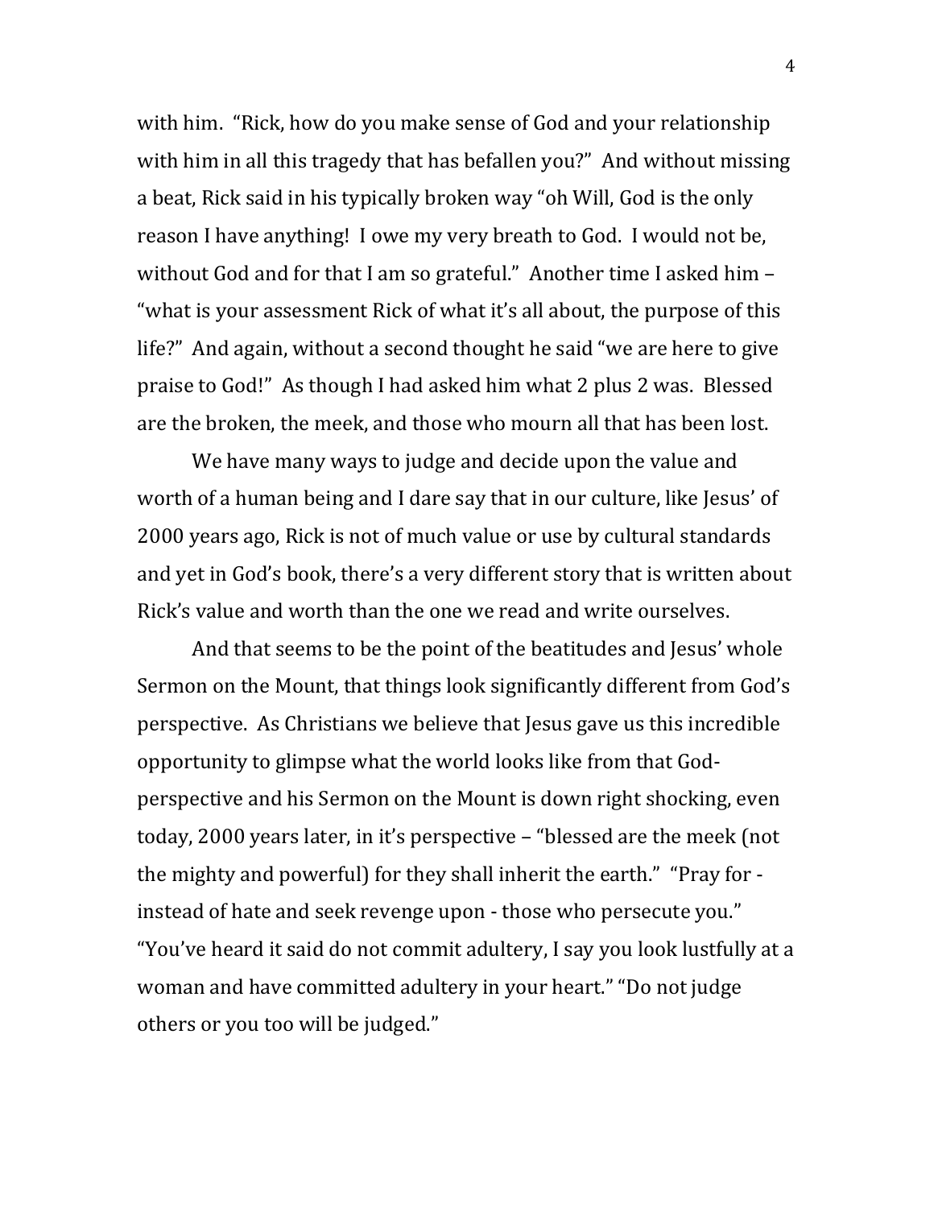with him. "Rick, how do you make sense of God and your relationship with him in all this tragedy that has befallen you?" And without missing a beat, Rick said in his typically broken way "oh Will, God is the only reason I have anything! I owe my very breath to God. I would not be, without God and for that I am so grateful." Another time I asked him – "what is your assessment Rick of what it's all about, the purpose of this life?" And again, without a second thought he said "we are here to give praise to God!" As though I had asked him what 2 plus 2 was. Blessed are the broken, the meek, and those who mourn all that has been lost.

We have many ways to judge and decide upon the value and worth of a human being and I dare say that in our culture, like Jesus' of 2000 years ago, Rick is not of much value or use by cultural standards and yet in God's book, there's a very different story that is written about Rick's value and worth than the one we read and write ourselves.

And that seems to be the point of the beatitudes and Jesus' whole Sermon on the Mount, that things look significantly different from God's perspective. As Christians we believe that Jesus gave us this incredible opportunity to glimpse what the world looks like from that God-perspective and his Sermon on the Mount is down right shocking, even today, 2000 years later, in it's perspective – "blessed are the meek (not the mighty and powerful) for they shall inherit the earth." "Pray for - instead of hate and seek revenge upon - those who persecute you." "You've heard it said do not commit adultery, I say you look lustfully at a woman and have committed adultery in your heart." "Do not judge others or you too will be judged."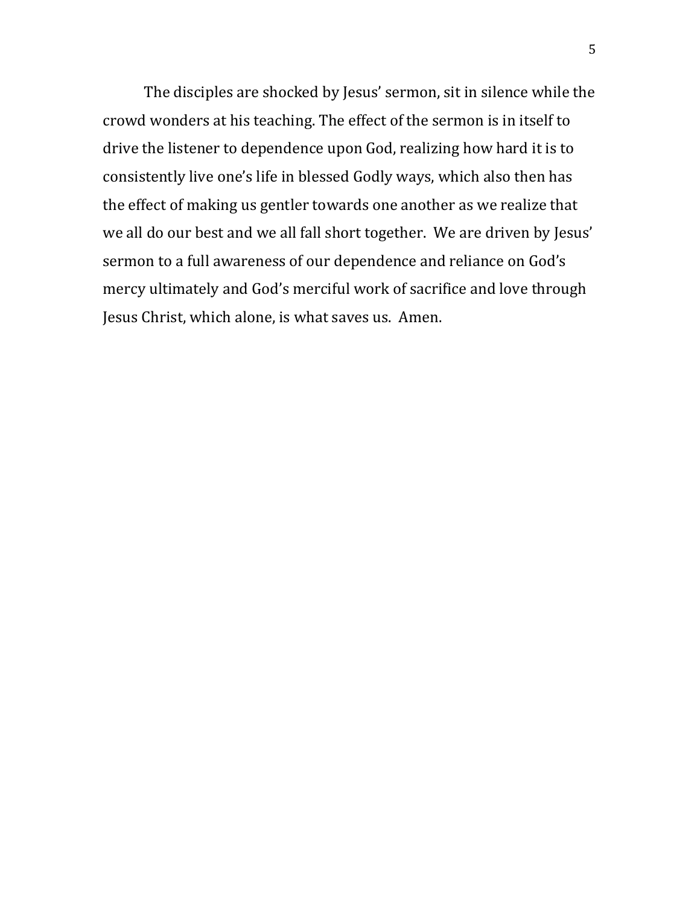The disciples are shocked by Jesus' sermon, sit in silence while the crowd wonders at his teaching. The effect of the sermon is in itself to drive the listener to dependence upon God, realizing how hard it is to consistently live one's life in blessed Godly ways, which also then has the effect of making us gentler towards one another as we realize that we all do our best and we all fall short together. We are driven by Jesus' sermon to a full awareness of our dependence and reliance on God's mercy ultimately and God's merciful work of sacrifice and love through Jesus Christ, which alone, is what saves us. Amen.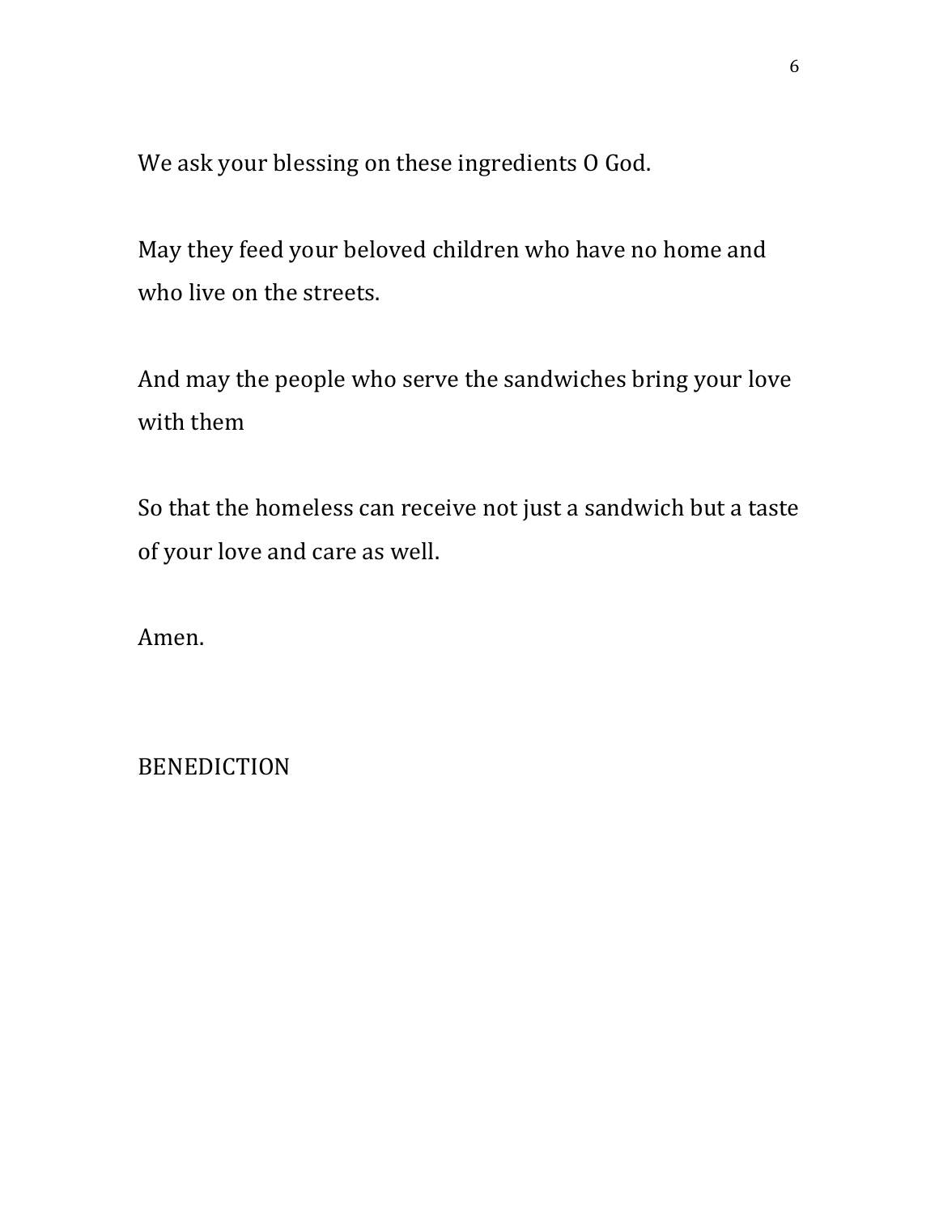We ask your blessing on these ingredients O God.

May they feed your beloved children who have no home and who live on the streets.

And may the people who serve the sandwiches bring your love with them

So that the homeless can receive not just a sandwich but a taste of your love and care as well.

Amen.

BENEDICTION